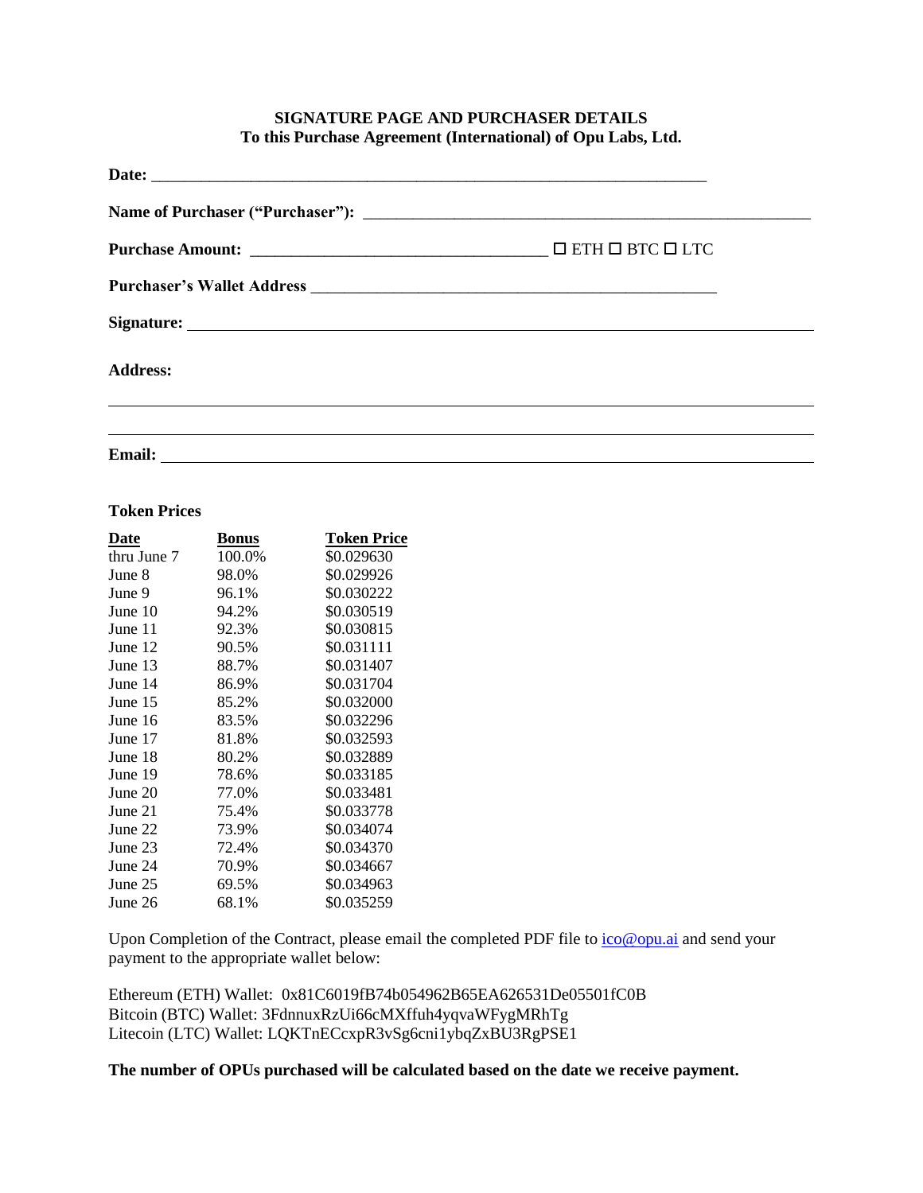**SIGNATURE PAGE AND PURCHASER DETAILS**
**To this Purchase Agreement (International) of Opu Labs, Ltd.**

**Date:** ______________________________________________________________________

**Name of Purchaser ("Purchaser"):** _______________________________________________________

**Purchase Amount:** ___________________________________ ☐ ETH ☐ BTC ☐ LTC

**Purchaser's Wallet Address** ___________________________________________________

**Signature:** ______________________________________________________________________

**Address:**

______________________________________________________________________________

______________________________________________________________________________

**Email:** ______________________________________________________________________

**Token Prices**

| Date | Bonus | Token Price |
|---|---|---|
| thru June 7 | 100.0% | $0.029630 |
| June 8 | 98.0% | $0.029926 |
| June 9 | 96.1% | $0.030222 |
| June 10 | 94.2% | $0.030519 |
| June 11 | 92.3% | $0.030815 |
| June 12 | 90.5% | $0.031111 |
| June 13 | 88.7% | $0.031407 |
| June 14 | 86.9% | $0.031704 |
| June 15 | 85.2% | $0.032000 |
| June 16 | 83.5% | $0.032296 |
| June 17 | 81.8% | $0.032593 |
| June 18 | 80.2% | $0.032889 |
| June 19 | 78.6% | $0.033185 |
| June 20 | 77.0% | $0.033481 |
| June 21 | 75.4% | $0.033778 |
| June 22 | 73.9% | $0.034074 |
| June 23 | 72.4% | $0.034370 |
| June 24 | 70.9% | $0.034667 |
| June 25 | 69.5% | $0.034963 |
| June 26 | 68.1% | $0.035259 |

Upon Completion of the Contract, please email the completed PDF file to ico@opu.ai and send your payment to the appropriate wallet below:

Ethereum (ETH) Wallet: 0x81C6019fB74b054962B65EA626531De05501fC0B
Bitcoin (BTC) Wallet: 3FdnnuxRzUi66cMXffuh4yqvaWFygMRhTg
Litecoin (LTC) Wallet: LQKTnECcxpR3vSg6cni1ybqZxBU3RgPSE1

**The number of OPUs purchased will be calculated based on the date we receive payment.**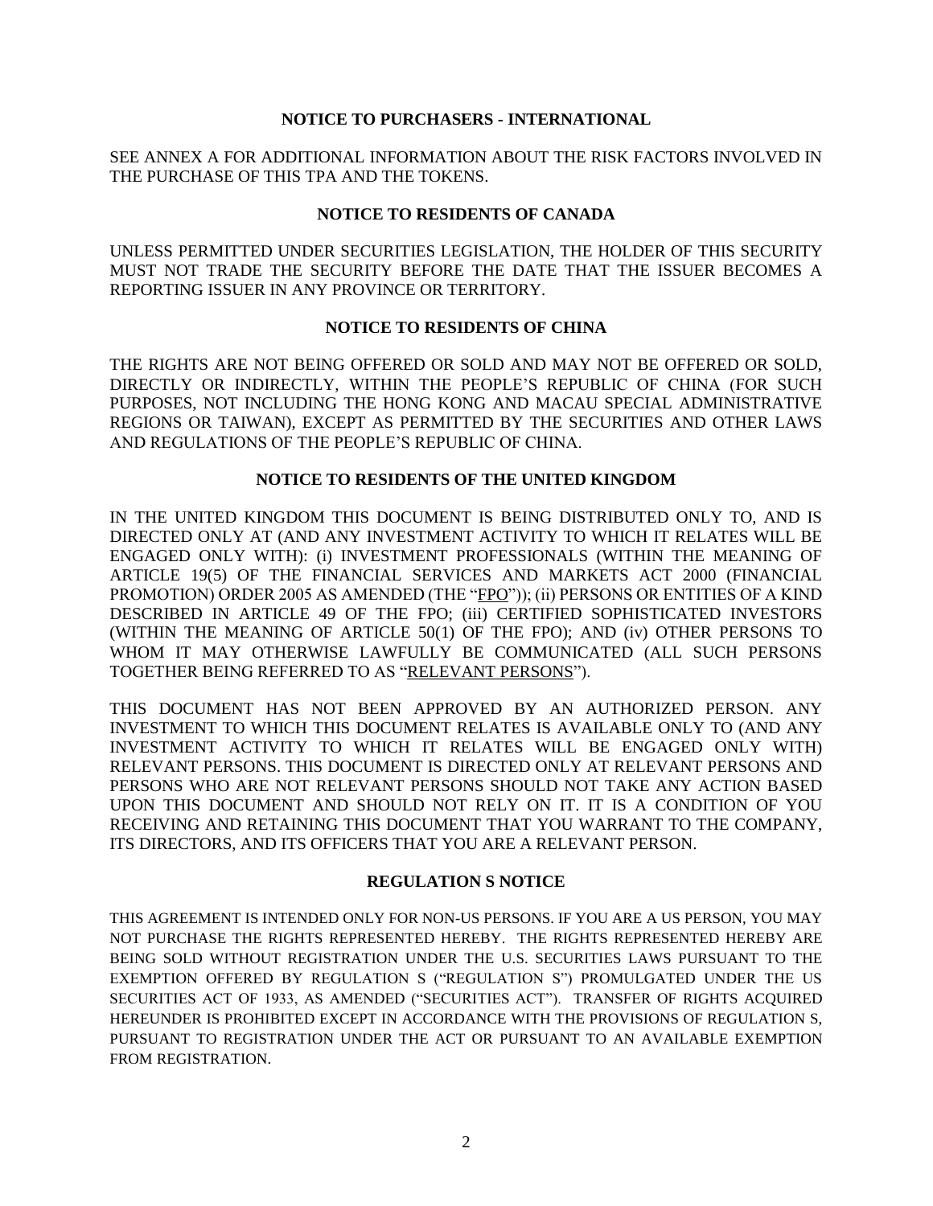## NOTICE TO PURCHASERS - INTERNATIONAL

SEE ANNEX A FOR ADDITIONAL INFORMATION ABOUT THE RISK FACTORS INVOLVED IN THE PURCHASE OF THIS TPA AND THE TOKENS.

## NOTICE TO RESIDENTS OF CANADA

UNLESS PERMITTED UNDER SECURITIES LEGISLATION, THE HOLDER OF THIS SECURITY MUST NOT TRADE THE SECURITY BEFORE THE DATE THAT THE ISSUER BECOMES A REPORTING ISSUER IN ANY PROVINCE OR TERRITORY.

## NOTICE TO RESIDENTS OF CHINA

THE RIGHTS ARE NOT BEING OFFERED OR SOLD AND MAY NOT BE OFFERED OR SOLD, DIRECTLY OR INDIRECTLY, WITHIN THE PEOPLE'S REPUBLIC OF CHINA (FOR SUCH PURPOSES, NOT INCLUDING THE HONG KONG AND MACAU SPECIAL ADMINISTRATIVE REGIONS OR TAIWAN), EXCEPT AS PERMITTED BY THE SECURITIES AND OTHER LAWS AND REGULATIONS OF THE PEOPLE'S REPUBLIC OF CHINA.

## NOTICE TO RESIDENTS OF THE UNITED KINGDOM

IN THE UNITED KINGDOM THIS DOCUMENT IS BEING DISTRIBUTED ONLY TO, AND IS DIRECTED ONLY AT (AND ANY INVESTMENT ACTIVITY TO WHICH IT RELATES WILL BE ENGAGED ONLY WITH): (i) INVESTMENT PROFESSIONALS (WITHIN THE MEANING OF ARTICLE 19(5) OF THE FINANCIAL SERVICES AND MARKETS ACT 2000 (FINANCIAL PROMOTION) ORDER 2005 AS AMENDED (THE "FPO")); (ii) PERSONS OR ENTITIES OF A KIND DESCRIBED IN ARTICLE 49 OF THE FPO; (iii) CERTIFIED SOPHISTICATED INVESTORS (WITHIN THE MEANING OF ARTICLE 50(1) OF THE FPO); AND (iv) OTHER PERSONS TO WHOM IT MAY OTHERWISE LAWFULLY BE COMMUNICATED (ALL SUCH PERSONS TOGETHER BEING REFERRED TO AS "RELEVANT PERSONS").

THIS DOCUMENT HAS NOT BEEN APPROVED BY AN AUTHORIZED PERSON. ANY INVESTMENT TO WHICH THIS DOCUMENT RELATES IS AVAILABLE ONLY TO (AND ANY INVESTMENT ACTIVITY TO WHICH IT RELATES WILL BE ENGAGED ONLY WITH) RELEVANT PERSONS. THIS DOCUMENT IS DIRECTED ONLY AT RELEVANT PERSONS AND PERSONS WHO ARE NOT RELEVANT PERSONS SHOULD NOT TAKE ANY ACTION BASED UPON THIS DOCUMENT AND SHOULD NOT RELY ON IT. IT IS A CONDITION OF YOU RECEIVING AND RETAINING THIS DOCUMENT THAT YOU WARRANT TO THE COMPANY, ITS DIRECTORS, AND ITS OFFICERS THAT YOU ARE A RELEVANT PERSON.

## REGULATION S NOTICE

THIS AGREEMENT IS INTENDED ONLY FOR NON-US PERSONS. IF YOU ARE A US PERSON, YOU MAY NOT PURCHASE THE RIGHTS REPRESENTED HEREBY. THE RIGHTS REPRESENTED HEREBY ARE BEING SOLD WITHOUT REGISTRATION UNDER THE U.S. SECURITIES LAWS PURSUANT TO THE EXEMPTION OFFERED BY REGULATION S ("REGULATION S") PROMULGATED UNDER THE US SECURITIES ACT OF 1933, AS AMENDED ("SECURITIES ACT"). TRANSFER OF RIGHTS ACQUIRED HEREUNDER IS PROHIBITED EXCEPT IN ACCORDANCE WITH THE PROVISIONS OF REGULATION S, PURSUANT TO REGISTRATION UNDER THE ACT OR PURSUANT TO AN AVAILABLE EXEMPTION FROM REGISTRATION.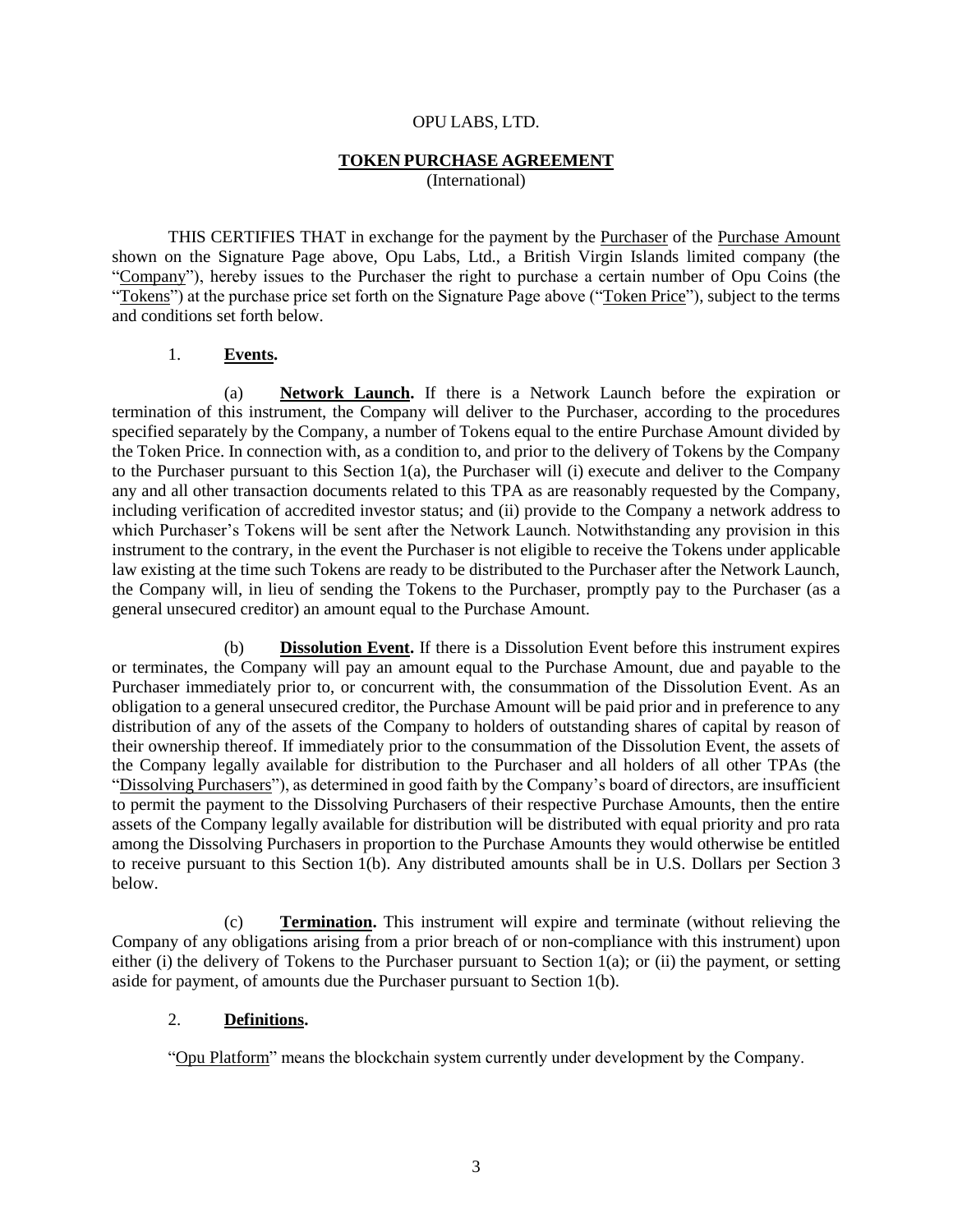OPU LABS, LTD.

**TOKEN PURCHASE AGREEMENT**
(International)

THIS CERTIFIES THAT in exchange for the payment by the Purchaser of the Purchase Amount shown on the Signature Page above, Opu Labs, Ltd., a British Virgin Islands limited company (the "Company"), hereby issues to the Purchaser the right to purchase a certain number of Opu Coins (the "Tokens") at the purchase price set forth on the Signature Page above ("Token Price"), subject to the terms and conditions set forth below.

1. **Events.**

(a) **Network Launch.** If there is a Network Launch before the expiration or termination of this instrument, the Company will deliver to the Purchaser, according to the procedures specified separately by the Company, a number of Tokens equal to the entire Purchase Amount divided by the Token Price. In connection with, as a condition to, and prior to the delivery of Tokens by the Company to the Purchaser pursuant to this Section 1(a), the Purchaser will (i) execute and deliver to the Company any and all other transaction documents related to this TPA as are reasonably requested by the Company, including verification of accredited investor status; and (ii) provide to the Company a network address to which Purchaser's Tokens will be sent after the Network Launch. Notwithstanding any provision in this instrument to the contrary, in the event the Purchaser is not eligible to receive the Tokens under applicable law existing at the time such Tokens are ready to be distributed to the Purchaser after the Network Launch, the Company will, in lieu of sending the Tokens to the Purchaser, promptly pay to the Purchaser (as a general unsecured creditor) an amount equal to the Purchase Amount.

(b) **Dissolution Event.** If there is a Dissolution Event before this instrument expires or terminates, the Company will pay an amount equal to the Purchase Amount, due and payable to the Purchaser immediately prior to, or concurrent with, the consummation of the Dissolution Event. As an obligation to a general unsecured creditor, the Purchase Amount will be paid prior and in preference to any distribution of any of the assets of the Company to holders of outstanding shares of capital by reason of their ownership thereof. If immediately prior to the consummation of the Dissolution Event, the assets of the Company legally available for distribution to the Purchaser and all holders of all other TPAs (the "Dissolving Purchasers"), as determined in good faith by the Company's board of directors, are insufficient to permit the payment to the Dissolving Purchasers of their respective Purchase Amounts, then the entire assets of the Company legally available for distribution will be distributed with equal priority and pro rata among the Dissolving Purchasers in proportion to the Purchase Amounts they would otherwise be entitled to receive pursuant to this Section 1(b). Any distributed amounts shall be in U.S. Dollars per Section 3 below.

(c) **Termination.** This instrument will expire and terminate (without relieving the Company of any obligations arising from a prior breach of or non-compliance with this instrument) upon either (i) the delivery of Tokens to the Purchaser pursuant to Section 1(a); or (ii) the payment, or setting aside for payment, of amounts due the Purchaser pursuant to Section 1(b).

2. **Definitions.**

"Opu Platform" means the blockchain system currently under development by the Company.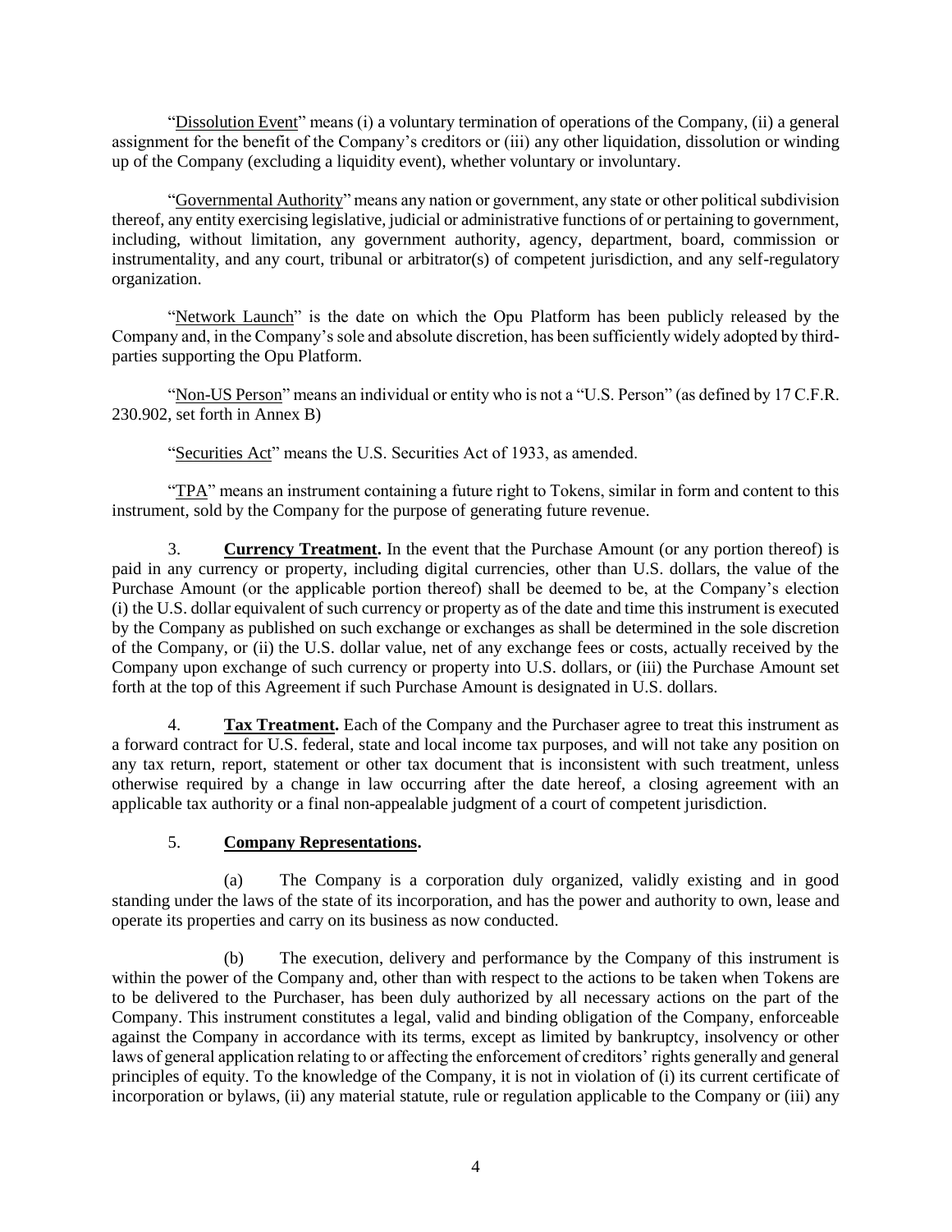"Dissolution Event" means (i) a voluntary termination of operations of the Company, (ii) a general assignment for the benefit of the Company's creditors or (iii) any other liquidation, dissolution or winding up of the Company (excluding a liquidity event), whether voluntary or involuntary.

"Governmental Authority" means any nation or government, any state or other political subdivision thereof, any entity exercising legislative, judicial or administrative functions of or pertaining to government, including, without limitation, any government authority, agency, department, board, commission or instrumentality, and any court, tribunal or arbitrator(s) of competent jurisdiction, and any self-regulatory organization.

"Network Launch" is the date on which the Opu Platform has been publicly released by the Company and, in the Company's sole and absolute discretion, has been sufficiently widely adopted by third-parties supporting the Opu Platform.

"Non-US Person" means an individual or entity who is not a "U.S. Person" (as defined by 17 C.F.R. 230.902, set forth in Annex B)

"Securities Act" means the U.S. Securities Act of 1933, as amended.

"TPA" means an instrument containing a future right to Tokens, similar in form and content to this instrument, sold by the Company for the purpose of generating future revenue.

3. **Currency Treatment.** In the event that the Purchase Amount (or any portion thereof) is paid in any currency or property, including digital currencies, other than U.S. dollars, the value of the Purchase Amount (or the applicable portion thereof) shall be deemed to be, at the Company's election (i) the U.S. dollar equivalent of such currency or property as of the date and time this instrument is executed by the Company as published on such exchange or exchanges as shall be determined in the sole discretion of the Company, or (ii) the U.S. dollar value, net of any exchange fees or costs, actually received by the Company upon exchange of such currency or property into U.S. dollars, or (iii) the Purchase Amount set forth at the top of this Agreement if such Purchase Amount is designated in U.S. dollars.

4. **Tax Treatment.** Each of the Company and the Purchaser agree to treat this instrument as a forward contract for U.S. federal, state and local income tax purposes, and will not take any position on any tax return, report, statement or other tax document that is inconsistent with such treatment, unless otherwise required by a change in law occurring after the date hereof, a closing agreement with an applicable tax authority or a final non-appealable judgment of a court of competent jurisdiction.

5. **Company Representations.**

(a) The Company is a corporation duly organized, validly existing and in good standing under the laws of the state of its incorporation, and has the power and authority to own, lease and operate its properties and carry on its business as now conducted.

(b) The execution, delivery and performance by the Company of this instrument is within the power of the Company and, other than with respect to the actions to be taken when Tokens are to be delivered to the Purchaser, has been duly authorized by all necessary actions on the part of the Company. This instrument constitutes a legal, valid and binding obligation of the Company, enforceable against the Company in accordance with its terms, except as limited by bankruptcy, insolvency or other laws of general application relating to or affecting the enforcement of creditors' rights generally and general principles of equity. To the knowledge of the Company, it is not in violation of (i) its current certificate of incorporation or bylaws, (ii) any material statute, rule or regulation applicable to the Company or (iii) any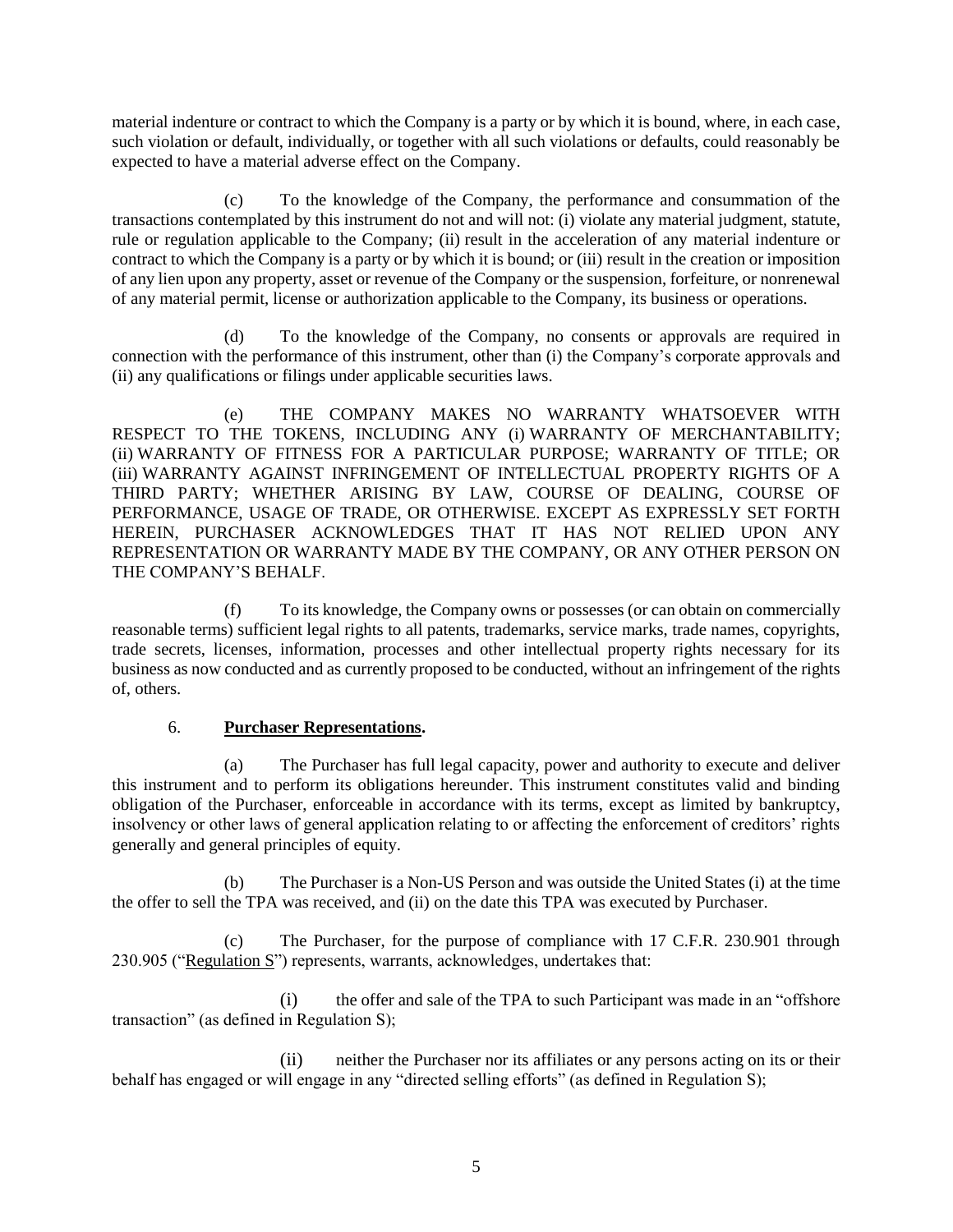material indenture or contract to which the Company is a party or by which it is bound, where, in each case, such violation or default, individually, or together with all such violations or defaults, could reasonably be expected to have a material adverse effect on the Company.

(c) To the knowledge of the Company, the performance and consummation of the transactions contemplated by this instrument do not and will not: (i) violate any material judgment, statute, rule or regulation applicable to the Company; (ii) result in the acceleration of any material indenture or contract to which the Company is a party or by which it is bound; or (iii) result in the creation or imposition of any lien upon any property, asset or revenue of the Company or the suspension, forfeiture, or nonrenewal of any material permit, license or authorization applicable to the Company, its business or operations.

(d) To the knowledge of the Company, no consents or approvals are required in connection with the performance of this instrument, other than (i) the Company's corporate approvals and (ii) any qualifications or filings under applicable securities laws.

(e) THE COMPANY MAKES NO WARRANTY WHATSOEVER WITH RESPECT TO THE TOKENS, INCLUDING ANY (i) WARRANTY OF MERCHANTABILITY; (ii) WARRANTY OF FITNESS FOR A PARTICULAR PURPOSE; WARRANTY OF TITLE; OR (iii) WARRANTY AGAINST INFRINGEMENT OF INTELLECTUAL PROPERTY RIGHTS OF A THIRD PARTY; WHETHER ARISING BY LAW, COURSE OF DEALING, COURSE OF PERFORMANCE, USAGE OF TRADE, OR OTHERWISE. EXCEPT AS EXPRESSLY SET FORTH HEREIN, PURCHASER ACKNOWLEDGES THAT IT HAS NOT RELIED UPON ANY REPRESENTATION OR WARRANTY MADE BY THE COMPANY, OR ANY OTHER PERSON ON THE COMPANY'S BEHALF.

(f) To its knowledge, the Company owns or possesses (or can obtain on commercially reasonable terms) sufficient legal rights to all patents, trademarks, service marks, trade names, copyrights, trade secrets, licenses, information, processes and other intellectual property rights necessary for its business as now conducted and as currently proposed to be conducted, without an infringement of the rights of, others.

6. **Purchaser Representations.**

(a) The Purchaser has full legal capacity, power and authority to execute and deliver this instrument and to perform its obligations hereunder. This instrument constitutes valid and binding obligation of the Purchaser, enforceable in accordance with its terms, except as limited by bankruptcy, insolvency or other laws of general application relating to or affecting the enforcement of creditors' rights generally and general principles of equity.

(b) The Purchaser is a Non-US Person and was outside the United States (i) at the time the offer to sell the TPA was received, and (ii) on the date this TPA was executed by Purchaser.

(c) The Purchaser, for the purpose of compliance with 17 C.F.R. 230.901 through 230.905 ("Regulation S") represents, warrants, acknowledges, undertakes that:

(i) the offer and sale of the TPA to such Participant was made in an "offshore transaction" (as defined in Regulation S);

(ii) neither the Purchaser nor its affiliates or any persons acting on its or their behalf has engaged or will engage in any "directed selling efforts" (as defined in Regulation S);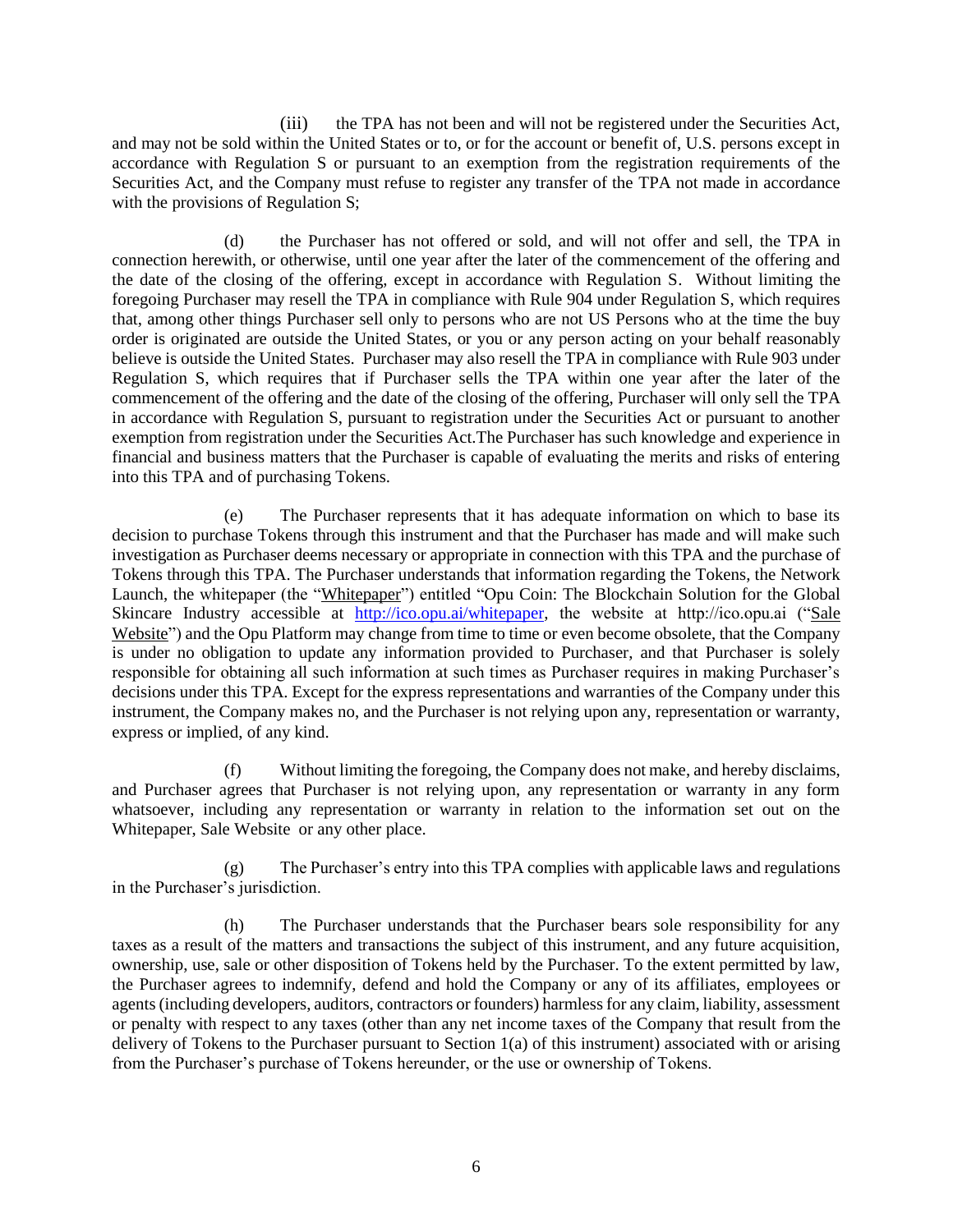(iii) the TPA has not been and will not be registered under the Securities Act, and may not be sold within the United States or to, or for the account or benefit of, U.S. persons except in accordance with Regulation S or pursuant to an exemption from the registration requirements of the Securities Act, and the Company must refuse to register any transfer of the TPA not made in accordance with the provisions of Regulation S;

(d) the Purchaser has not offered or sold, and will not offer and sell, the TPA in connection herewith, or otherwise, until one year after the later of the commencement of the offering and the date of the closing of the offering, except in accordance with Regulation S. Without limiting the foregoing Purchaser may resell the TPA in compliance with Rule 904 under Regulation S, which requires that, among other things Purchaser sell only to persons who are not US Persons who at the time the buy order is originated are outside the United States, or you or any person acting on your behalf reasonably believe is outside the United States. Purchaser may also resell the TPA in compliance with Rule 903 under Regulation S, which requires that if Purchaser sells the TPA within one year after the later of the commencement of the offering and the date of the closing of the offering, Purchaser will only sell the TPA in accordance with Regulation S, pursuant to registration under the Securities Act or pursuant to another exemption from registration under the Securities Act.The Purchaser has such knowledge and experience in financial and business matters that the Purchaser is capable of evaluating the merits and risks of entering into this TPA and of purchasing Tokens.

(e) The Purchaser represents that it has adequate information on which to base its decision to purchase Tokens through this instrument and that the Purchaser has made and will make such investigation as Purchaser deems necessary or appropriate in connection with this TPA and the purchase of Tokens through this TPA. The Purchaser understands that information regarding the Tokens, the Network Launch, the whitepaper (the "Whitepaper") entitled "Opu Coin: The Blockchain Solution for the Global Skincare Industry accessible at http://ico.opu.ai/whitepaper, the website at http://ico.opu.ai ("Sale Website") and the Opu Platform may change from time to time or even become obsolete, that the Company is under no obligation to update any information provided to Purchaser, and that Purchaser is solely responsible for obtaining all such information at such times as Purchaser requires in making Purchaser's decisions under this TPA. Except for the express representations and warranties of the Company under this instrument, the Company makes no, and the Purchaser is not relying upon any, representation or warranty, express or implied, of any kind.

(f) Without limiting the foregoing, the Company does not make, and hereby disclaims, and Purchaser agrees that Purchaser is not relying upon, any representation or warranty in any form whatsoever, including any representation or warranty in relation to the information set out on the Whitepaper, Sale Website or any other place.

(g) The Purchaser's entry into this TPA complies with applicable laws and regulations in the Purchaser's jurisdiction.

(h) The Purchaser understands that the Purchaser bears sole responsibility for any taxes as a result of the matters and transactions the subject of this instrument, and any future acquisition, ownership, use, sale or other disposition of Tokens held by the Purchaser. To the extent permitted by law, the Purchaser agrees to indemnify, defend and hold the Company or any of its affiliates, employees or agents (including developers, auditors, contractors or founders) harmless for any claim, liability, assessment or penalty with respect to any taxes (other than any net income taxes of the Company that result from the delivery of Tokens to the Purchaser pursuant to Section 1(a) of this instrument) associated with or arising from the Purchaser's purchase of Tokens hereunder, or the use or ownership of Tokens.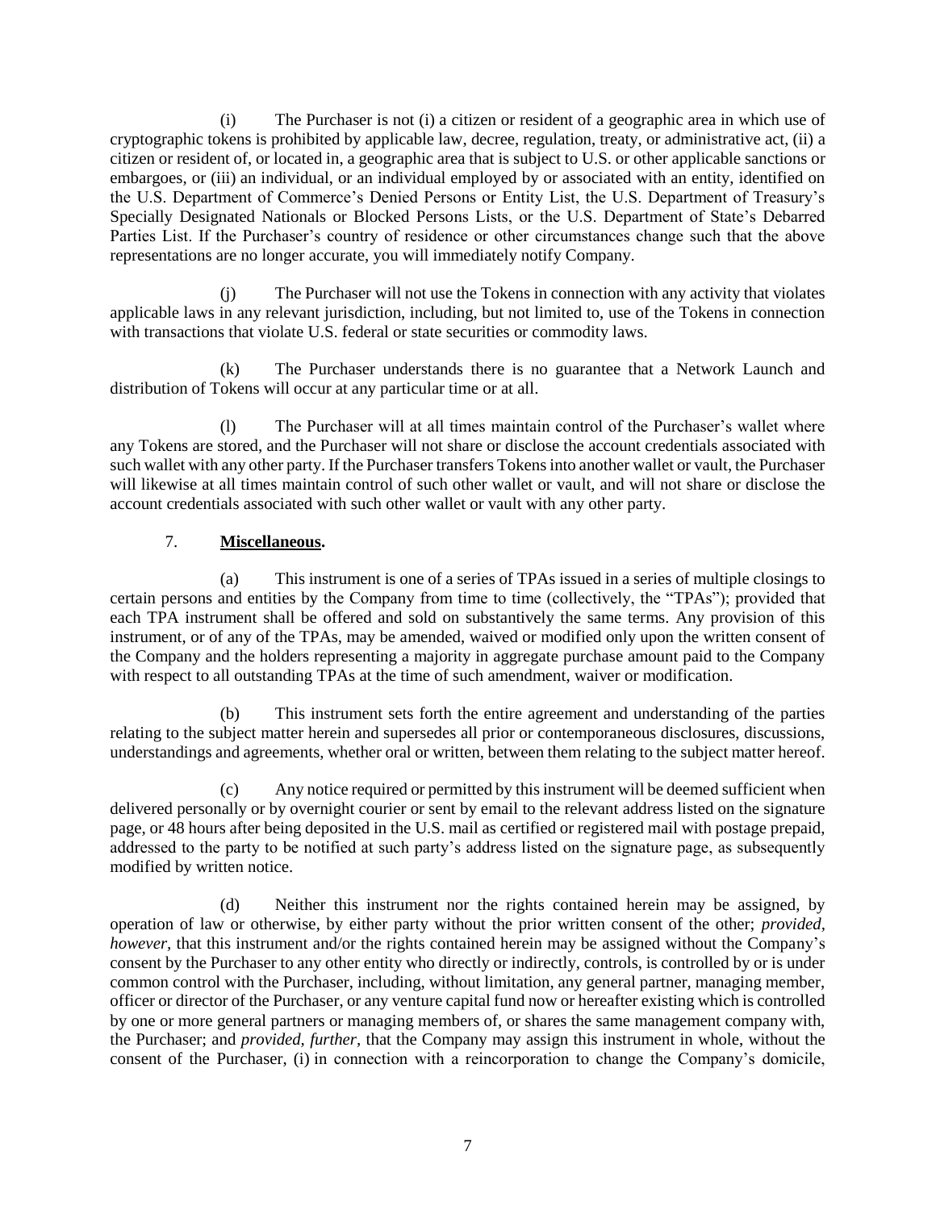(i) The Purchaser is not (i) a citizen or resident of a geographic area in which use of cryptographic tokens is prohibited by applicable law, decree, regulation, treaty, or administrative act, (ii) a citizen or resident of, or located in, a geographic area that is subject to U.S. or other applicable sanctions or embargoes, or (iii) an individual, or an individual employed by or associated with an entity, identified on the U.S. Department of Commerce's Denied Persons or Entity List, the U.S. Department of Treasury's Specially Designated Nationals or Blocked Persons Lists, or the U.S. Department of State's Debarred Parties List. If the Purchaser's country of residence or other circumstances change such that the above representations are no longer accurate, you will immediately notify Company.

(j) The Purchaser will not use the Tokens in connection with any activity that violates applicable laws in any relevant jurisdiction, including, but not limited to, use of the Tokens in connection with transactions that violate U.S. federal or state securities or commodity laws.

(k) The Purchaser understands there is no guarantee that a Network Launch and distribution of Tokens will occur at any particular time or at all.

(l) The Purchaser will at all times maintain control of the Purchaser's wallet where any Tokens are stored, and the Purchaser will not share or disclose the account credentials associated with such wallet with any other party. If the Purchaser transfers Tokens into another wallet or vault, the Purchaser will likewise at all times maintain control of such other wallet or vault, and will not share or disclose the account credentials associated with such other wallet or vault with any other party.

7. **<u>Miscellaneous</u>.**

(a) This instrument is one of a series of TPAs issued in a series of multiple closings to certain persons and entities by the Company from time to time (collectively, the "TPAs"); provided that each TPA instrument shall be offered and sold on substantively the same terms. Any provision of this instrument, or of any of the TPAs, may be amended, waived or modified only upon the written consent of the Company and the holders representing a majority in aggregate purchase amount paid to the Company with respect to all outstanding TPAs at the time of such amendment, waiver or modification.

(b) This instrument sets forth the entire agreement and understanding of the parties relating to the subject matter herein and supersedes all prior or contemporaneous disclosures, discussions, understandings and agreements, whether oral or written, between them relating to the subject matter hereof.

(c) Any notice required or permitted by this instrument will be deemed sufficient when delivered personally or by overnight courier or sent by email to the relevant address listed on the signature page, or 48 hours after being deposited in the U.S. mail as certified or registered mail with postage prepaid, addressed to the party to be notified at such party's address listed on the signature page, as subsequently modified by written notice.

(d) Neither this instrument nor the rights contained herein may be assigned, by operation of law or otherwise, by either party without the prior written consent of the other; *provided, however*, that this instrument and/or the rights contained herein may be assigned without the Company's consent by the Purchaser to any other entity who directly or indirectly, controls, is controlled by or is under common control with the Purchaser, including, without limitation, any general partner, managing member, officer or director of the Purchaser, or any venture capital fund now or hereafter existing which is controlled by one or more general partners or managing members of, or shares the same management company with, the Purchaser; and *provided, further*, that the Company may assign this instrument in whole, without the consent of the Purchaser, (i) in connection with a reincorporation to change the Company's domicile,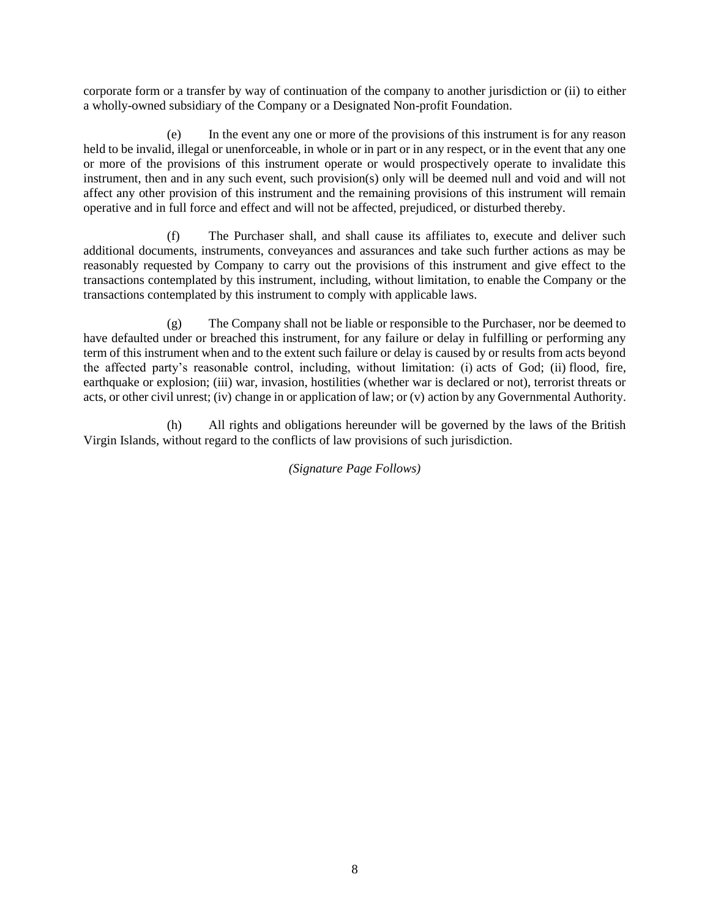corporate form or a transfer by way of continuation of the company to another jurisdiction or (ii) to either a wholly-owned subsidiary of the Company or a Designated Non-profit Foundation.

(e) In the event any one or more of the provisions of this instrument is for any reason held to be invalid, illegal or unenforceable, in whole or in part or in any respect, or in the event that any one or more of the provisions of this instrument operate or would prospectively operate to invalidate this instrument, then and in any such event, such provision(s) only will be deemed null and void and will not affect any other provision of this instrument and the remaining provisions of this instrument will remain operative and in full force and effect and will not be affected, prejudiced, or disturbed thereby.

(f) The Purchaser shall, and shall cause its affiliates to, execute and deliver such additional documents, instruments, conveyances and assurances and take such further actions as may be reasonably requested by Company to carry out the provisions of this instrument and give effect to the transactions contemplated by this instrument, including, without limitation, to enable the Company or the transactions contemplated by this instrument to comply with applicable laws.

(g) The Company shall not be liable or responsible to the Purchaser, nor be deemed to have defaulted under or breached this instrument, for any failure or delay in fulfilling or performing any term of this instrument when and to the extent such failure or delay is caused by or results from acts beyond the affected party's reasonable control, including, without limitation: (i) acts of God; (ii) flood, fire, earthquake or explosion; (iii) war, invasion, hostilities (whether war is declared or not), terrorist threats or acts, or other civil unrest; (iv) change in or application of law; or (v) action by any Governmental Authority.

(h) All rights and obligations hereunder will be governed by the laws of the British Virgin Islands, without regard to the conflicts of law provisions of such jurisdiction.

*(Signature Page Follows)*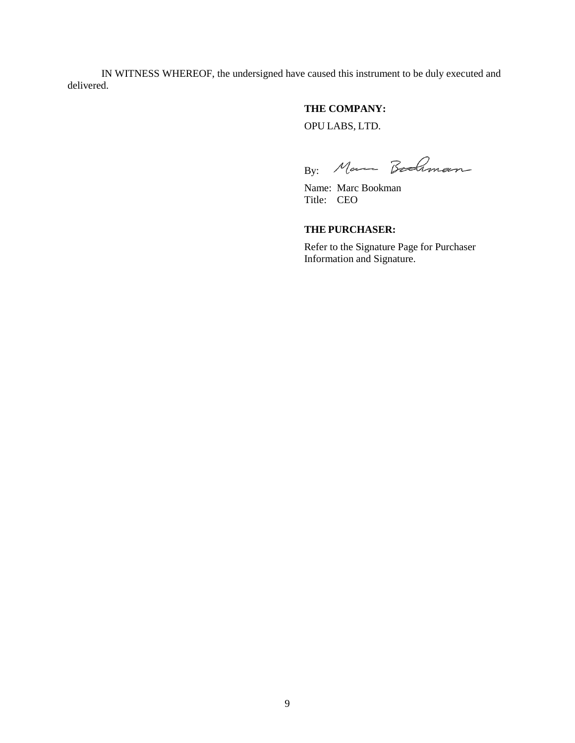IN WITNESS WHEREOF, the undersigned have caused this instrument to be duly executed and delivered.

**THE COMPANY:**

OPU LABS, LTD.

By: Marc Bookman

Name: Marc Bookman
Title: CEO

**THE PURCHASER:**

Refer to the Signature Page for Purchaser Information and Signature.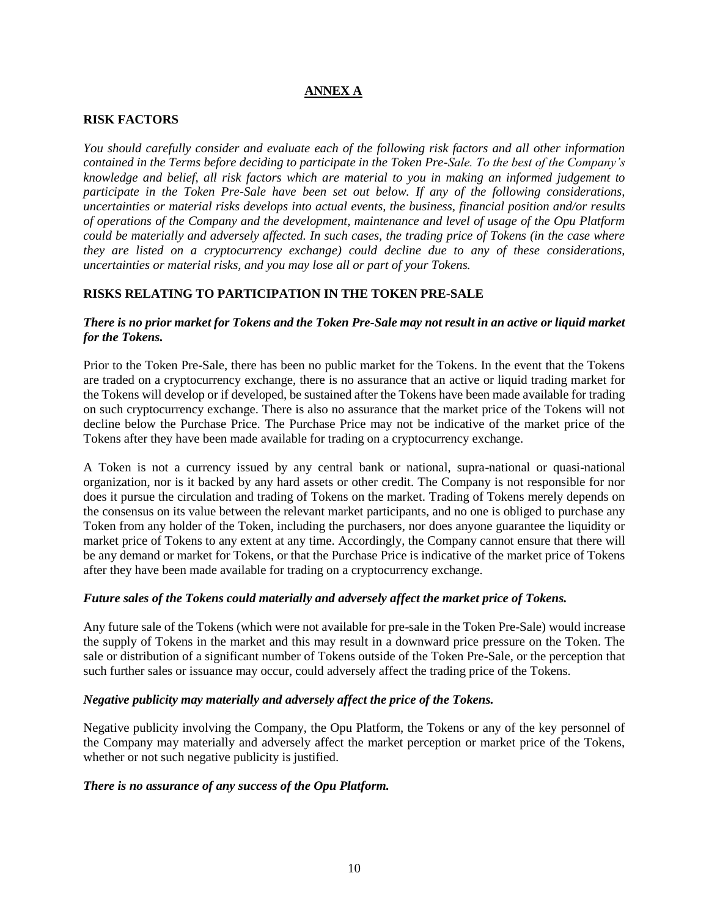## ANNEX A

### RISK FACTORS

*You should carefully consider and evaluate each of the following risk factors and all other information contained in the Terms before deciding to participate in the Token Pre-Sale. To the best of the Company's knowledge and belief, all risk factors which are material to you in making an informed judgement to participate in the Token Pre-Sale have been set out below. If any of the following considerations, uncertainties or material risks develops into actual events, the business, financial position and/or results of operations of the Company and the development, maintenance and level of usage of the Opu Platform could be materially and adversely affected. In such cases, the trading price of Tokens (in the case where they are listed on a cryptocurrency exchange) could decline due to any of these considerations, uncertainties or material risks, and you may lose all or part of your Tokens.*

### RISKS RELATING TO PARTICIPATION IN THE TOKEN PRE-SALE

***There is no prior market for Tokens and the Token Pre-Sale may not result in an active or liquid market for the Tokens.***

Prior to the Token Pre-Sale, there has been no public market for the Tokens. In the event that the Tokens are traded on a cryptocurrency exchange, there is no assurance that an active or liquid trading market for the Tokens will develop or if developed, be sustained after the Tokens have been made available for trading on such cryptocurrency exchange. There is also no assurance that the market price of the Tokens will not decline below the Purchase Price. The Purchase Price may not be indicative of the market price of the Tokens after they have been made available for trading on a cryptocurrency exchange.

A Token is not a currency issued by any central bank or national, supra-national or quasi-national organization, nor is it backed by any hard assets or other credit. The Company is not responsible for nor does it pursue the circulation and trading of Tokens on the market. Trading of Tokens merely depends on the consensus on its value between the relevant market participants, and no one is obliged to purchase any Token from any holder of the Token, including the purchasers, nor does anyone guarantee the liquidity or market price of Tokens to any extent at any time. Accordingly, the Company cannot ensure that there will be any demand or market for Tokens, or that the Purchase Price is indicative of the market price of Tokens after they have been made available for trading on a cryptocurrency exchange.

***Future sales of the Tokens could materially and adversely affect the market price of Tokens.***

Any future sale of the Tokens (which were not available for pre-sale in the Token Pre-Sale) would increase the supply of Tokens in the market and this may result in a downward price pressure on the Token. The sale or distribution of a significant number of Tokens outside of the Token Pre-Sale, or the perception that such further sales or issuance may occur, could adversely affect the trading price of the Tokens.

***Negative publicity may materially and adversely affect the price of the Tokens.***

Negative publicity involving the Company, the Opu Platform, the Tokens or any of the key personnel of the Company may materially and adversely affect the market perception or market price of the Tokens, whether or not such negative publicity is justified.

***There is no assurance of any success of the Opu Platform.***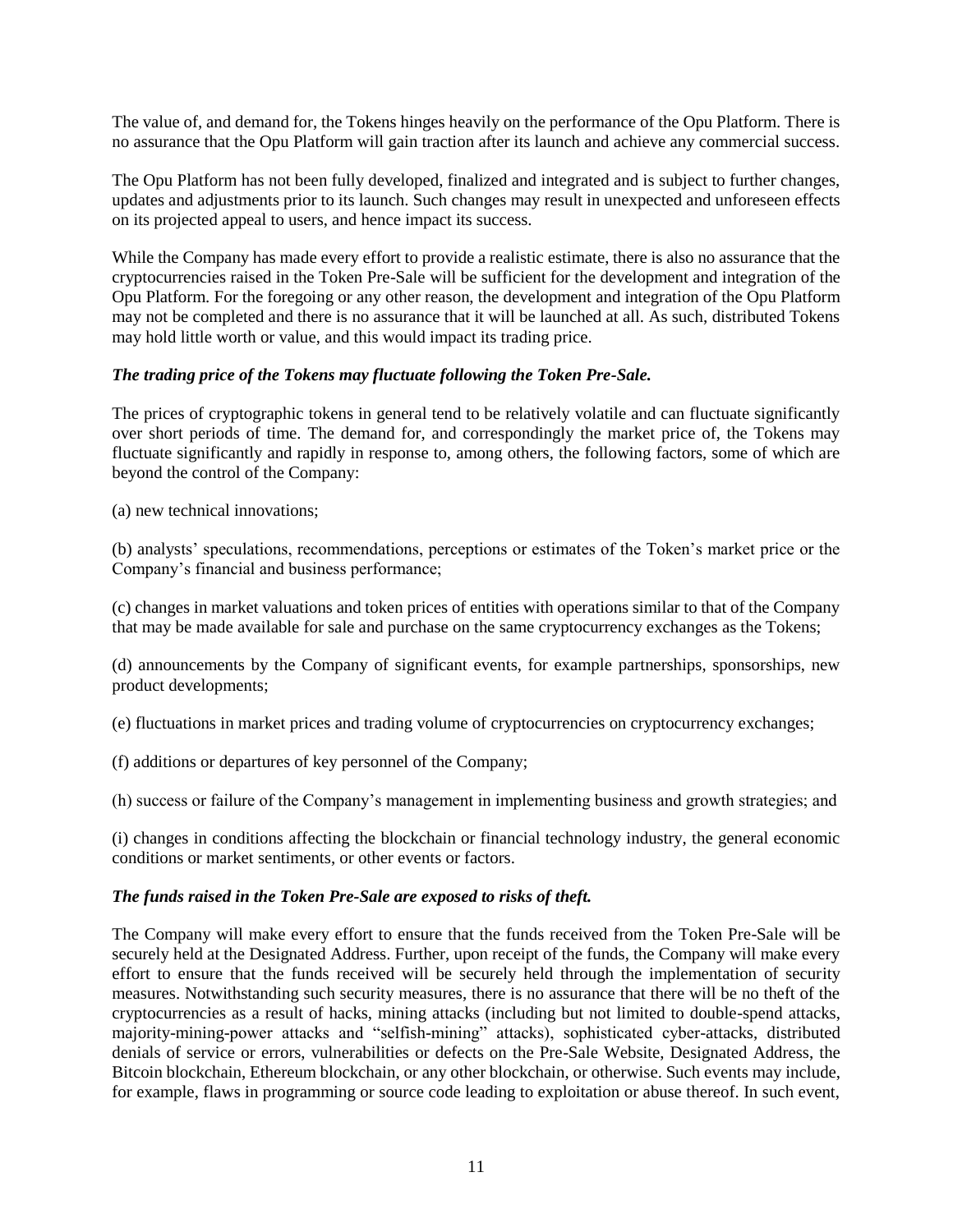The value of, and demand for, the Tokens hinges heavily on the performance of the Opu Platform. There is no assurance that the Opu Platform will gain traction after its launch and achieve any commercial success.

The Opu Platform has not been fully developed, finalized and integrated and is subject to further changes, updates and adjustments prior to its launch. Such changes may result in unexpected and unforeseen effects on its projected appeal to users, and hence impact its success.

While the Company has made every effort to provide a realistic estimate, there is also no assurance that the cryptocurrencies raised in the Token Pre-Sale will be sufficient for the development and integration of the Opu Platform. For the foregoing or any other reason, the development and integration of the Opu Platform may not be completed and there is no assurance that it will be launched at all. As such, distributed Tokens may hold little worth or value, and this would impact its trading price.

***The trading price of the Tokens may fluctuate following the Token Pre-Sale.***

The prices of cryptographic tokens in general tend to be relatively volatile and can fluctuate significantly over short periods of time. The demand for, and correspondingly the market price of, the Tokens may fluctuate significantly and rapidly in response to, among others, the following factors, some of which are beyond the control of the Company:

(a) new technical innovations;

(b) analysts' speculations, recommendations, perceptions or estimates of the Token's market price or the Company's financial and business performance;

(c) changes in market valuations and token prices of entities with operations similar to that of the Company that may be made available for sale and purchase on the same cryptocurrency exchanges as the Tokens;

(d) announcements by the Company of significant events, for example partnerships, sponsorships, new product developments;

(e) fluctuations in market prices and trading volume of cryptocurrencies on cryptocurrency exchanges;

(f) additions or departures of key personnel of the Company;

(h) success or failure of the Company's management in implementing business and growth strategies; and

(i) changes in conditions affecting the blockchain or financial technology industry, the general economic conditions or market sentiments, or other events or factors.

***The funds raised in the Token Pre-Sale are exposed to risks of theft.***

The Company will make every effort to ensure that the funds received from the Token Pre-Sale will be securely held at the Designated Address. Further, upon receipt of the funds, the Company will make every effort to ensure that the funds received will be securely held through the implementation of security measures. Notwithstanding such security measures, there is no assurance that there will be no theft of the cryptocurrencies as a result of hacks, mining attacks (including but not limited to double-spend attacks, majority-mining-power attacks and "selfish-mining" attacks), sophisticated cyber-attacks, distributed denials of service or errors, vulnerabilities or defects on the Pre-Sale Website, Designated Address, the Bitcoin blockchain, Ethereum blockchain, or any other blockchain, or otherwise. Such events may include, for example, flaws in programming or source code leading to exploitation or abuse thereof. In such event,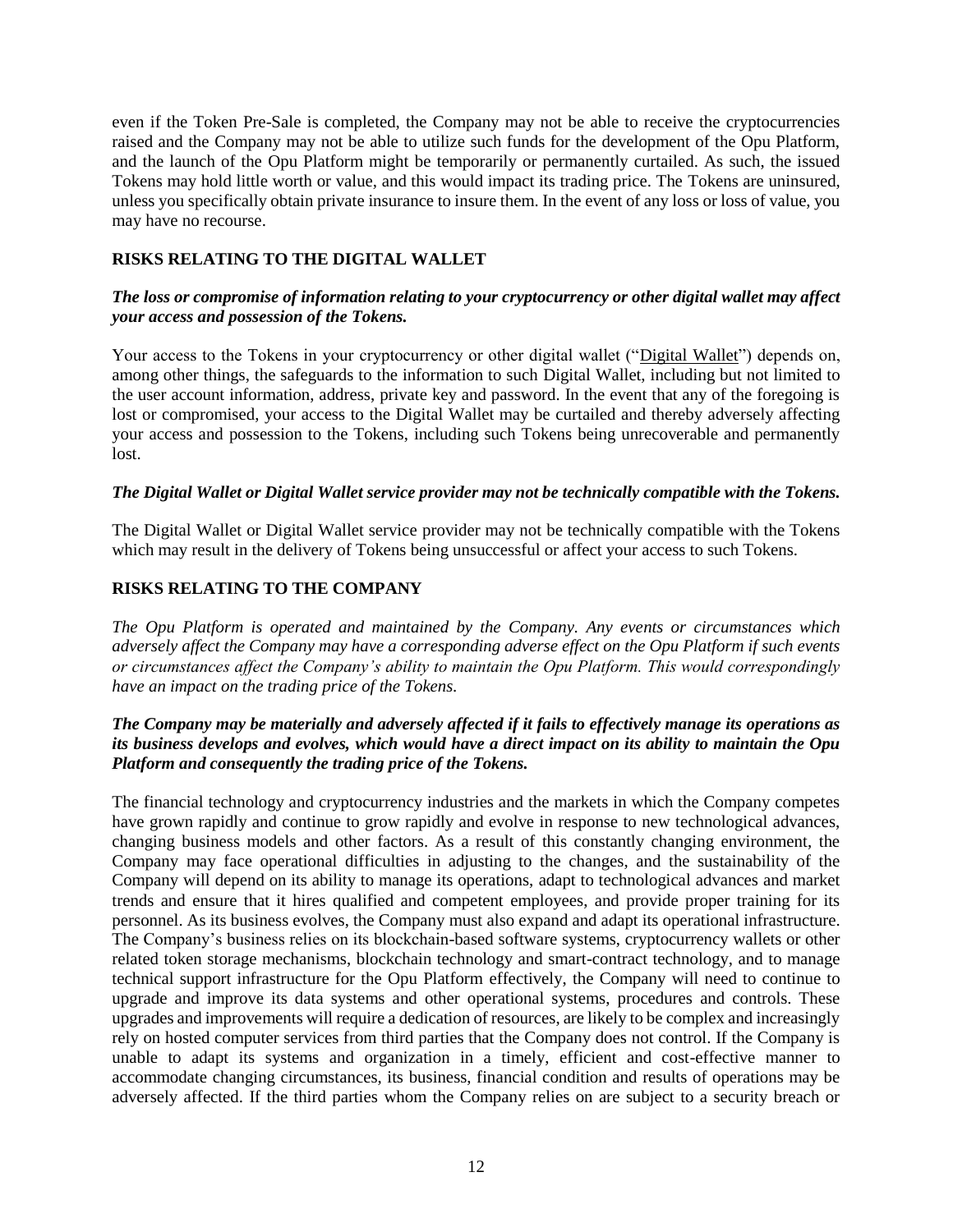even if the Token Pre-Sale is completed, the Company may not be able to receive the cryptocurrencies raised and the Company may not be able to utilize such funds for the development of the Opu Platform, and the launch of the Opu Platform might be temporarily or permanently curtailed. As such, the issued Tokens may hold little worth or value, and this would impact its trading price. The Tokens are uninsured, unless you specifically obtain private insurance to insure them. In the event of any loss or loss of value, you may have no recourse.

## RISKS RELATING TO THE DIGITAL WALLET

***The loss or compromise of information relating to your cryptocurrency or other digital wallet may affect your access and possession of the Tokens.***

Your access to the Tokens in your cryptocurrency or other digital wallet ("Digital Wallet") depends on, among other things, the safeguards to the information to such Digital Wallet, including but not limited to the user account information, address, private key and password. In the event that any of the foregoing is lost or compromised, your access to the Digital Wallet may be curtailed and thereby adversely affecting your access and possession to the Tokens, including such Tokens being unrecoverable and permanently lost.

***The Digital Wallet or Digital Wallet service provider may not be technically compatible with the Tokens.***

The Digital Wallet or Digital Wallet service provider may not be technically compatible with the Tokens which may result in the delivery of Tokens being unsuccessful or affect your access to such Tokens.

## RISKS RELATING TO THE COMPANY

*The Opu Platform is operated and maintained by the Company. Any events or circumstances which adversely affect the Company may have a corresponding adverse effect on the Opu Platform if such events or circumstances affect the Company's ability to maintain the Opu Platform. This would correspondingly have an impact on the trading price of the Tokens.*

***The Company may be materially and adversely affected if it fails to effectively manage its operations as its business develops and evolves, which would have a direct impact on its ability to maintain the Opu Platform and consequently the trading price of the Tokens.***

The financial technology and cryptocurrency industries and the markets in which the Company competes have grown rapidly and continue to grow rapidly and evolve in response to new technological advances, changing business models and other factors. As a result of this constantly changing environment, the Company may face operational difficulties in adjusting to the changes, and the sustainability of the Company will depend on its ability to manage its operations, adapt to technological advances and market trends and ensure that it hires qualified and competent employees, and provide proper training for its personnel. As its business evolves, the Company must also expand and adapt its operational infrastructure. The Company's business relies on its blockchain-based software systems, cryptocurrency wallets or other related token storage mechanisms, blockchain technology and smart-contract technology, and to manage technical support infrastructure for the Opu Platform effectively, the Company will need to continue to upgrade and improve its data systems and other operational systems, procedures and controls. These upgrades and improvements will require a dedication of resources, are likely to be complex and increasingly rely on hosted computer services from third parties that the Company does not control. If the Company is unable to adapt its systems and organization in a timely, efficient and cost-effective manner to accommodate changing circumstances, its business, financial condition and results of operations may be adversely affected. If the third parties whom the Company relies on are subject to a security breach or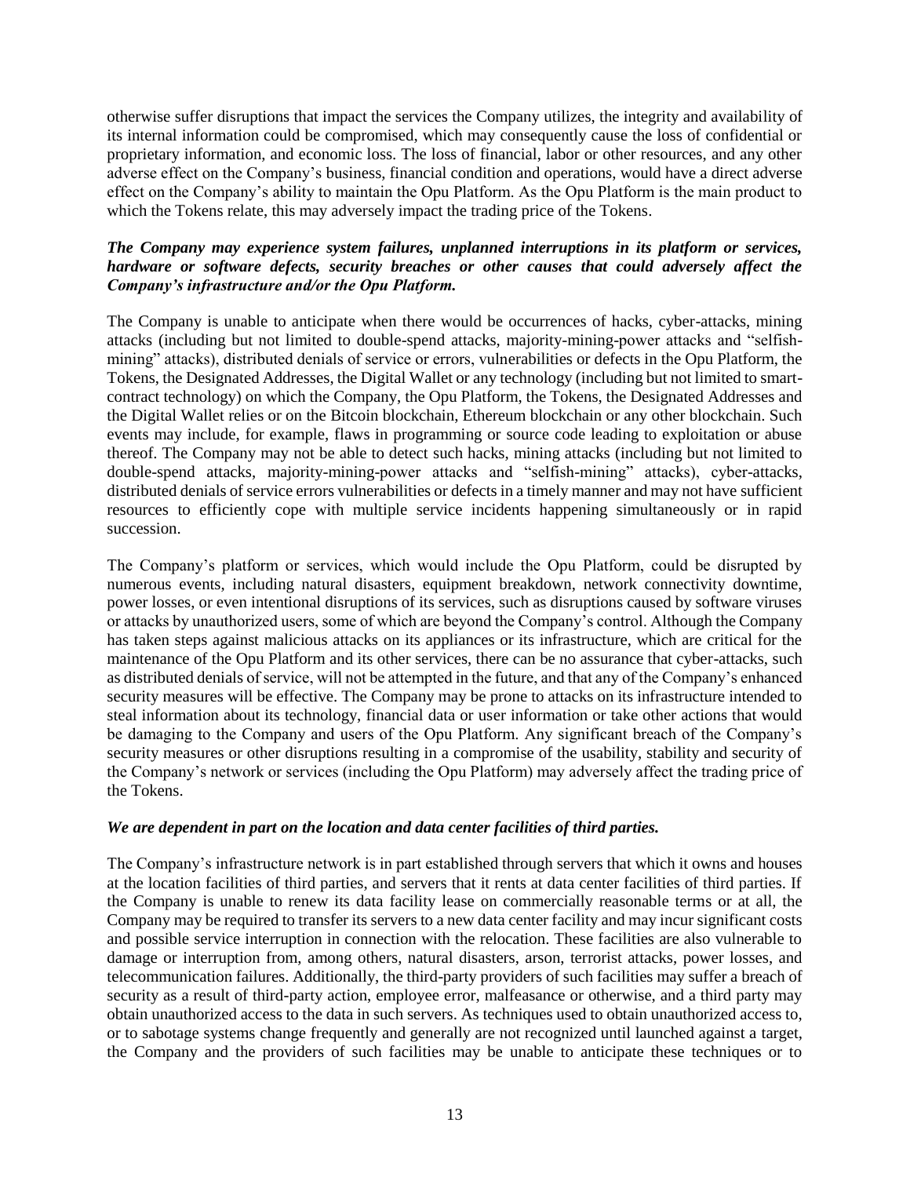otherwise suffer disruptions that impact the services the Company utilizes, the integrity and availability of its internal information could be compromised, which may consequently cause the loss of confidential or proprietary information, and economic loss. The loss of financial, labor or other resources, and any other adverse effect on the Company's business, financial condition and operations, would have a direct adverse effect on the Company's ability to maintain the Opu Platform. As the Opu Platform is the main product to which the Tokens relate, this may adversely impact the trading price of the Tokens.

***The Company may experience system failures, unplanned interruptions in its platform or services, hardware or software defects, security breaches or other causes that could adversely affect the Company's infrastructure and/or the Opu Platform.***

The Company is unable to anticipate when there would be occurrences of hacks, cyber-attacks, mining attacks (including but not limited to double-spend attacks, majority-mining-power attacks and "selfish-mining" attacks), distributed denials of service or errors, vulnerabilities or defects in the Opu Platform, the Tokens, the Designated Addresses, the Digital Wallet or any technology (including but not limited to smart-contract technology) on which the Company, the Opu Platform, the Tokens, the Designated Addresses and the Digital Wallet relies or on the Bitcoin blockchain, Ethereum blockchain or any other blockchain. Such events may include, for example, flaws in programming or source code leading to exploitation or abuse thereof. The Company may not be able to detect such hacks, mining attacks (including but not limited to double-spend attacks, majority-mining-power attacks and "selfish-mining" attacks), cyber-attacks, distributed denials of service errors vulnerabilities or defects in a timely manner and may not have sufficient resources to efficiently cope with multiple service incidents happening simultaneously or in rapid succession.

The Company's platform or services, which would include the Opu Platform, could be disrupted by numerous events, including natural disasters, equipment breakdown, network connectivity downtime, power losses, or even intentional disruptions of its services, such as disruptions caused by software viruses or attacks by unauthorized users, some of which are beyond the Company's control. Although the Company has taken steps against malicious attacks on its appliances or its infrastructure, which are critical for the maintenance of the Opu Platform and its other services, there can be no assurance that cyber-attacks, such as distributed denials of service, will not be attempted in the future, and that any of the Company's enhanced security measures will be effective. The Company may be prone to attacks on its infrastructure intended to steal information about its technology, financial data or user information or take other actions that would be damaging to the Company and users of the Opu Platform. Any significant breach of the Company's security measures or other disruptions resulting in a compromise of the usability, stability and security of the Company's network or services (including the Opu Platform) may adversely affect the trading price of the Tokens.

***We are dependent in part on the location and data center facilities of third parties.***

The Company's infrastructure network is in part established through servers that which it owns and houses at the location facilities of third parties, and servers that it rents at data center facilities of third parties. If the Company is unable to renew its data facility lease on commercially reasonable terms or at all, the Company may be required to transfer its servers to a new data center facility and may incur significant costs and possible service interruption in connection with the relocation. These facilities are also vulnerable to damage or interruption from, among others, natural disasters, arson, terrorist attacks, power losses, and telecommunication failures. Additionally, the third-party providers of such facilities may suffer a breach of security as a result of third-party action, employee error, malfeasance or otherwise, and a third party may obtain unauthorized access to the data in such servers. As techniques used to obtain unauthorized access to, or to sabotage systems change frequently and generally are not recognized until launched against a target, the Company and the providers of such facilities may be unable to anticipate these techniques or to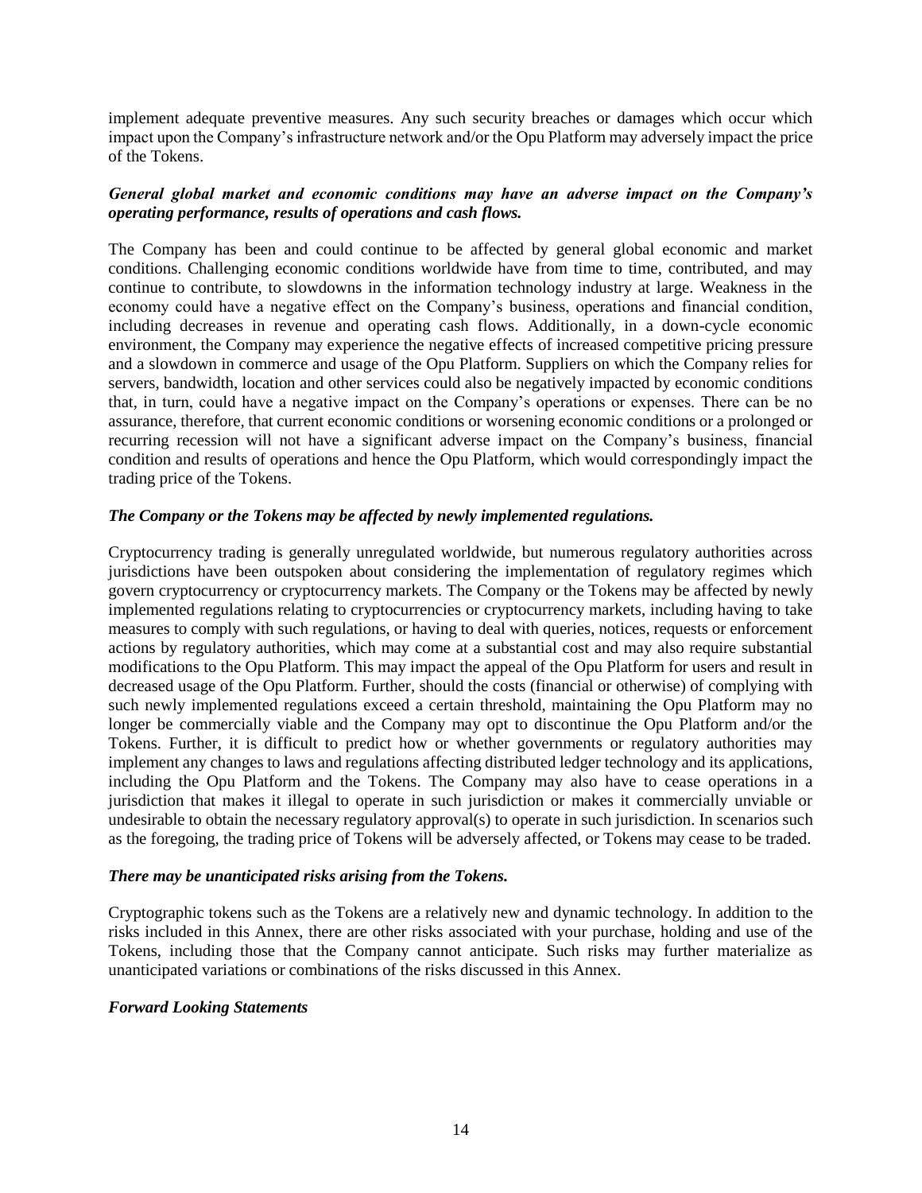implement adequate preventive measures. Any such security breaches or damages which occur which impact upon the Company's infrastructure network and/or the Opu Platform may adversely impact the price of the Tokens.

***General global market and economic conditions may have an adverse impact on the Company's operating performance, results of operations and cash flows.***

The Company has been and could continue to be affected by general global economic and market conditions. Challenging economic conditions worldwide have from time to time, contributed, and may continue to contribute, to slowdowns in the information technology industry at large. Weakness in the economy could have a negative effect on the Company's business, operations and financial condition, including decreases in revenue and operating cash flows. Additionally, in a down-cycle economic environment, the Company may experience the negative effects of increased competitive pricing pressure and a slowdown in commerce and usage of the Opu Platform. Suppliers on which the Company relies for servers, bandwidth, location and other services could also be negatively impacted by economic conditions that, in turn, could have a negative impact on the Company's operations or expenses. There can be no assurance, therefore, that current economic conditions or worsening economic conditions or a prolonged or recurring recession will not have a significant adverse impact on the Company's business, financial condition and results of operations and hence the Opu Platform, which would correspondingly impact the trading price of the Tokens.

***The Company or the Tokens may be affected by newly implemented regulations.***

Cryptocurrency trading is generally unregulated worldwide, but numerous regulatory authorities across jurisdictions have been outspoken about considering the implementation of regulatory regimes which govern cryptocurrency or cryptocurrency markets. The Company or the Tokens may be affected by newly implemented regulations relating to cryptocurrencies or cryptocurrency markets, including having to take measures to comply with such regulations, or having to deal with queries, notices, requests or enforcement actions by regulatory authorities, which may come at a substantial cost and may also require substantial modifications to the Opu Platform. This may impact the appeal of the Opu Platform for users and result in decreased usage of the Opu Platform. Further, should the costs (financial or otherwise) of complying with such newly implemented regulations exceed a certain threshold, maintaining the Opu Platform may no longer be commercially viable and the Company may opt to discontinue the Opu Platform and/or the Tokens. Further, it is difficult to predict how or whether governments or regulatory authorities may implement any changes to laws and regulations affecting distributed ledger technology and its applications, including the Opu Platform and the Tokens. The Company may also have to cease operations in a jurisdiction that makes it illegal to operate in such jurisdiction or makes it commercially unviable or undesirable to obtain the necessary regulatory approval(s) to operate in such jurisdiction. In scenarios such as the foregoing, the trading price of Tokens will be adversely affected, or Tokens may cease to be traded.

***There may be unanticipated risks arising from the Tokens.***

Cryptographic tokens such as the Tokens are a relatively new and dynamic technology. In addition to the risks included in this Annex, there are other risks associated with your purchase, holding and use of the Tokens, including those that the Company cannot anticipate. Such risks may further materialize as unanticipated variations or combinations of the risks discussed in this Annex.

***Forward Looking Statements***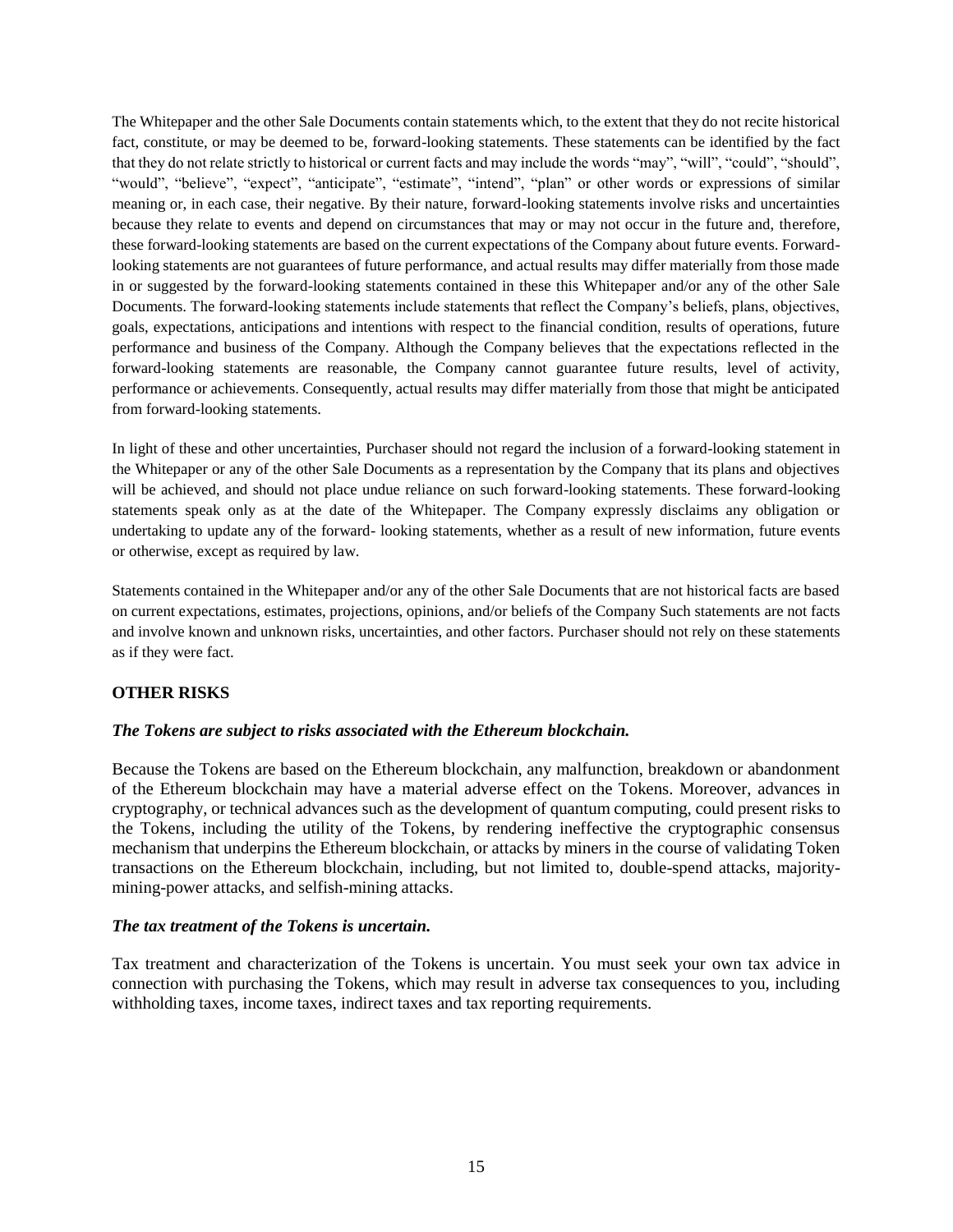The Whitepaper and the other Sale Documents contain statements which, to the extent that they do not recite historical fact, constitute, or may be deemed to be, forward-looking statements. These statements can be identified by the fact that they do not relate strictly to historical or current facts and may include the words "may", "will", "could", "should", "would", "believe", "expect", "anticipate", "estimate", "intend", "plan" or other words or expressions of similar meaning or, in each case, their negative. By their nature, forward-looking statements involve risks and uncertainties because they relate to events and depend on circumstances that may or may not occur in the future and, therefore, these forward-looking statements are based on the current expectations of the Company about future events. Forward-looking statements are not guarantees of future performance, and actual results may differ materially from those made in or suggested by the forward-looking statements contained in these this Whitepaper and/or any of the other Sale Documents. The forward-looking statements include statements that reflect the Company's beliefs, plans, objectives, goals, expectations, anticipations and intentions with respect to the financial condition, results of operations, future performance and business of the Company. Although the Company believes that the expectations reflected in the forward-looking statements are reasonable, the Company cannot guarantee future results, level of activity, performance or achievements. Consequently, actual results may differ materially from those that might be anticipated from forward-looking statements.

In light of these and other uncertainties, Purchaser should not regard the inclusion of a forward-looking statement in the Whitepaper or any of the other Sale Documents as a representation by the Company that its plans and objectives will be achieved, and should not place undue reliance on such forward-looking statements. These forward-looking statements speak only as at the date of the Whitepaper. The Company expressly disclaims any obligation or undertaking to update any of the forward- looking statements, whether as a result of new information, future events or otherwise, except as required by law.

Statements contained in the Whitepaper and/or any of the other Sale Documents that are not historical facts are based on current expectations, estimates, projections, opinions, and/or beliefs of the Company Such statements are not facts and involve known and unknown risks, uncertainties, and other factors. Purchaser should not rely on these statements as if they were fact.

**OTHER RISKS**

***The Tokens are subject to risks associated with the Ethereum blockchain.***

Because the Tokens are based on the Ethereum blockchain, any malfunction, breakdown or abandonment of the Ethereum blockchain may have a material adverse effect on the Tokens. Moreover, advances in cryptography, or technical advances such as the development of quantum computing, could present risks to the Tokens, including the utility of the Tokens, by rendering ineffective the cryptographic consensus mechanism that underpins the Ethereum blockchain, or attacks by miners in the course of validating Token transactions on the Ethereum blockchain, including, but not limited to, double-spend attacks, majority-mining-power attacks, and selfish-mining attacks.

***The tax treatment of the Tokens is uncertain.***

Tax treatment and characterization of the Tokens is uncertain. You must seek your own tax advice in connection with purchasing the Tokens, which may result in adverse tax consequences to you, including withholding taxes, income taxes, indirect taxes and tax reporting requirements.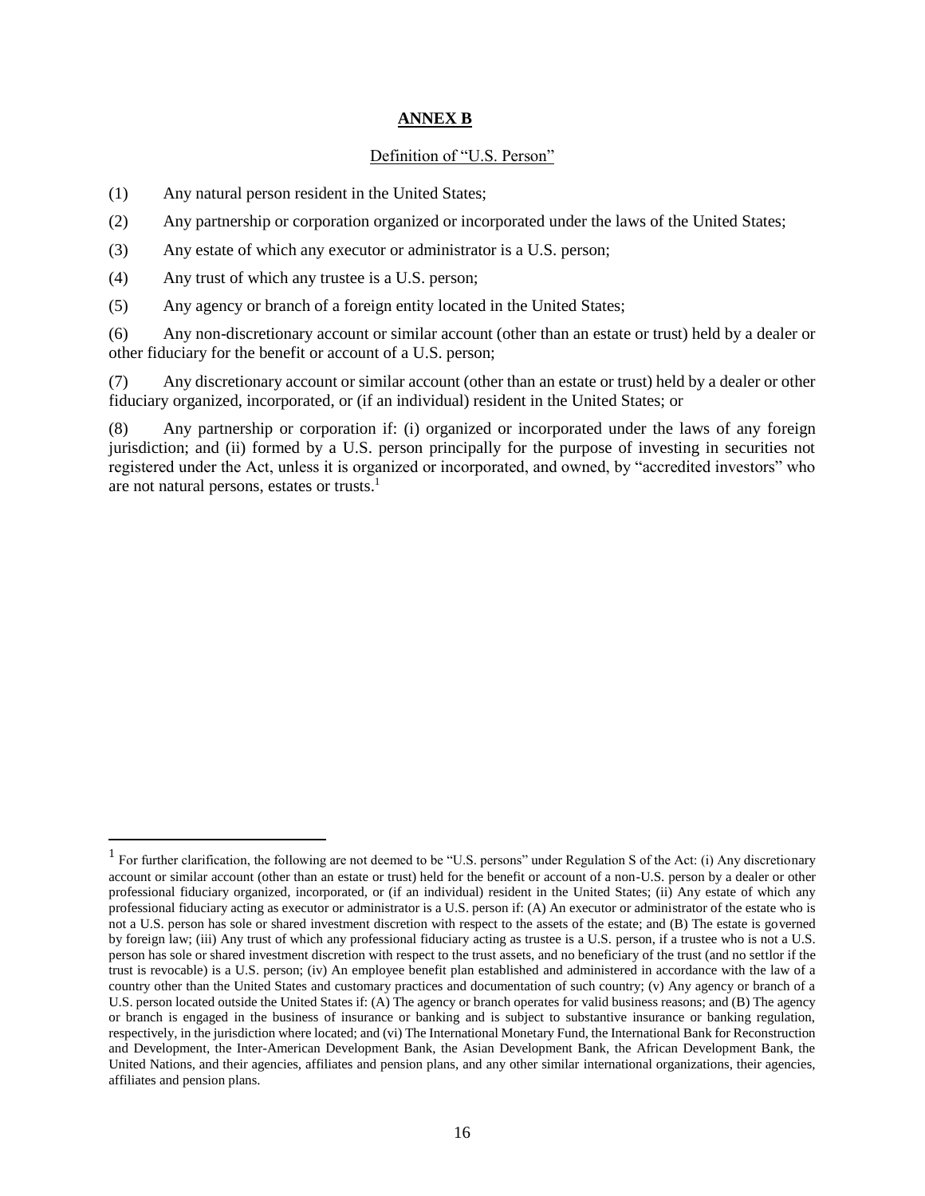## ANNEX B

Definition of "U.S. Person"

(1) Any natural person resident in the United States;

(2) Any partnership or corporation organized or incorporated under the laws of the United States;

(3) Any estate of which any executor or administrator is a U.S. person;

(4) Any trust of which any trustee is a U.S. person;

(5) Any agency or branch of a foreign entity located in the United States;

(6) Any non-discretionary account or similar account (other than an estate or trust) held by a dealer or other fiduciary for the benefit or account of a U.S. person;

(7) Any discretionary account or similar account (other than an estate or trust) held by a dealer or other fiduciary organized, incorporated, or (if an individual) resident in the United States; or

(8) Any partnership or corporation if: (i) organized or incorporated under the laws of any foreign jurisdiction; and (ii) formed by a U.S. person principally for the purpose of investing in securities not registered under the Act, unless it is organized or incorporated, and owned, by "accredited investors" who are not natural persons, estates or trusts.[1]

---

[1] For further clarification, the following are not deemed to be "U.S. persons" under Regulation S of the Act: (i) Any discretionary account or similar account (other than an estate or trust) held for the benefit or account of a non-U.S. person by a dealer or other professional fiduciary organized, incorporated, or (if an individual) resident in the United States; (ii) Any estate of which any professional fiduciary acting as executor or administrator is a U.S. person if: (A) An executor or administrator of the estate who is not a U.S. person has sole or shared investment discretion with respect to the assets of the estate; and (B) The estate is governed by foreign law; (iii) Any trust of which any professional fiduciary acting as trustee is a U.S. person, if a trustee who is not a U.S. person has sole or shared investment discretion with respect to the trust assets, and no beneficiary of the trust (and no settlor if the trust is revocable) is a U.S. person; (iv) An employee benefit plan established and administered in accordance with the law of a country other than the United States and customary practices and documentation of such country; (v) Any agency or branch of a U.S. person located outside the United States if: (A) The agency or branch operates for valid business reasons; and (B) The agency or branch is engaged in the business of insurance or banking and is subject to substantive insurance or banking regulation, respectively, in the jurisdiction where located; and (vi) The International Monetary Fund, the International Bank for Reconstruction and Development, the Inter-American Development Bank, the Asian Development Bank, the African Development Bank, the United Nations, and their agencies, affiliates and pension plans, and any other similar international organizations, their agencies, affiliates and pension plans.